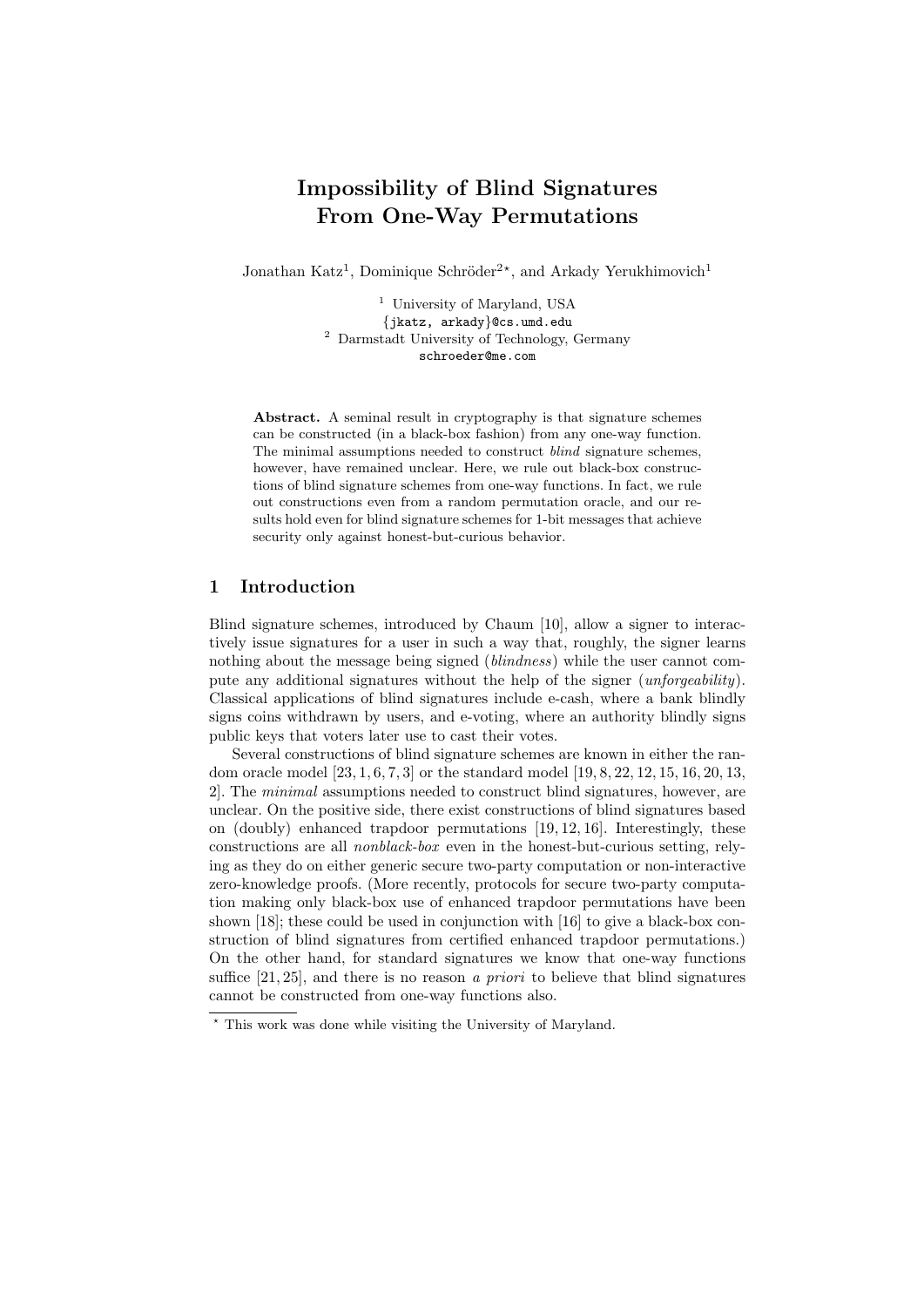# Impossibility of Blind Signatures From One-Way Permutations

Jonathan Katz[1], Dominique Schröder[2*], and Arkady Yerukhimovich[1]

[1] University of Maryland, USA
{jkatz, arkady}@cs.umd.edu
[2] Darmstadt University of Technology, Germany
schroeder@me.com

**Abstract.** A seminal result in cryptography is that signature schemes can be constructed (in a black-box fashion) from any one-way function. The minimal assumptions needed to construct *blind* signature schemes, however, have remained unclear. Here, we rule out black-box constructions of blind signature schemes from one-way functions. In fact, we rule out constructions even from a random permutation oracle, and our results hold even for blind signature schemes for 1-bit messages that achieve security only against honest-but-curious behavior.

## 1 Introduction

Blind signature schemes, introduced by Chaum [10], allow a signer to interactively issue signatures for a user in such a way that, roughly, the signer learns nothing about the message being signed (*blindness*) while the user cannot compute any additional signatures without the help of the signer (*unforgeability*). Classical applications of blind signatures include e-cash, where a bank blindly signs coins withdrawn by users, and e-voting, where an authority blindly signs public keys that voters later use to cast their votes.

Several constructions of blind signature schemes are known in either the random oracle model [23, 1, 6, 7, 3] or the standard model [19, 8, 22, 12, 15, 16, 20, 13, 2]. The *minimal* assumptions needed to construct blind signatures, however, are unclear. On the positive side, there exist constructions of blind signatures based on (doubly) enhanced trapdoor permutations [19, 12, 16]. Interestingly, these constructions are all *nonblack-box* even in the honest-but-curious setting, relying as they do on either generic secure two-party computation or non-interactive zero-knowledge proofs. (More recently, protocols for secure two-party computation making only black-box use of enhanced trapdoor permutations have been shown [18]; these could be used in conjunction with [16] to give a black-box construction of blind signatures from certified enhanced trapdoor permutations.) On the other hand, for standard signatures we know that one-way functions suffice [21, 25], and there is no reason *a priori* to believe that blind signatures cannot be constructed from one-way functions also.

* This work was done while visiting the University of Maryland.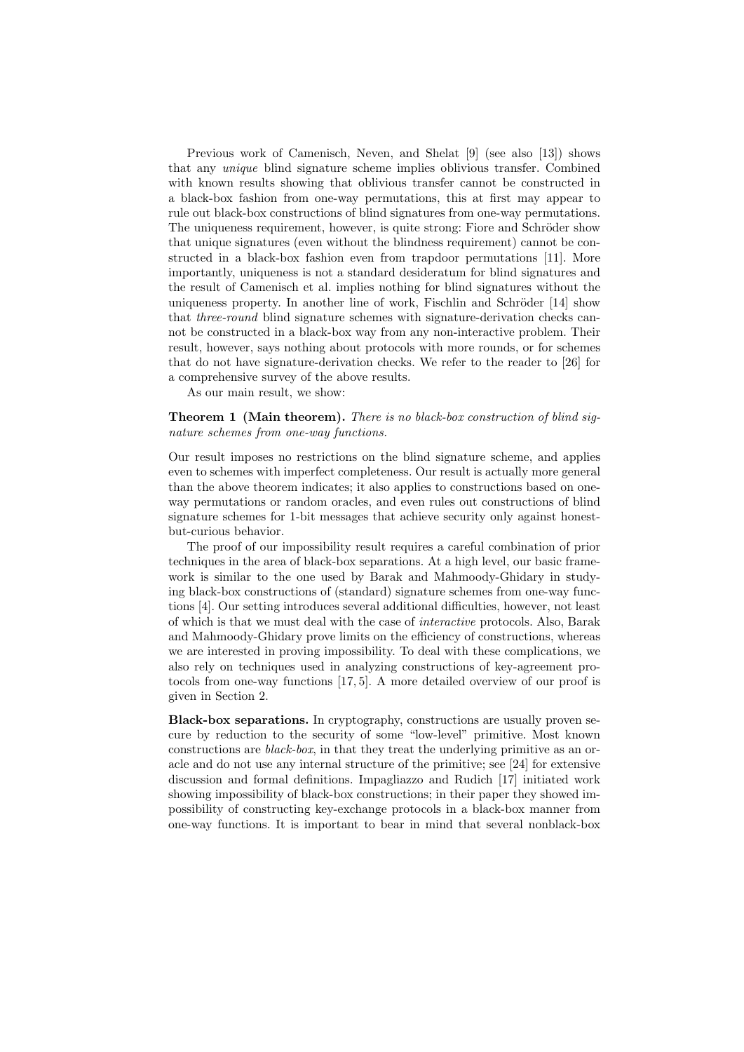Previous work of Camenisch, Neven, and Shelat [9] (see also [13]) shows that any *unique* blind signature scheme implies oblivious transfer. Combined with known results showing that oblivious transfer cannot be constructed in a black-box fashion from one-way permutations, this at first may appear to rule out black-box constructions of blind signatures from one-way permutations. The uniqueness requirement, however, is quite strong: Fiore and Schröder show that unique signatures (even without the blindness requirement) cannot be constructed in a black-box fashion even from trapdoor permutations [11]. More importantly, uniqueness is not a standard desideratum for blind signatures and the result of Camenisch et al. implies nothing for blind signatures without the uniqueness property. In another line of work, Fischlin and Schröder [14] show that *three-round* blind signature schemes with signature-derivation checks cannot be constructed in a black-box way from any non-interactive problem. Their result, however, says nothing about protocols with more rounds, or for schemes that do not have signature-derivation checks. We refer to the reader to [26] for a comprehensive survey of the above results.

As our main result, we show:

**Theorem 1 (Main theorem).** *There is no black-box construction of blind signature schemes from one-way functions.*

Our result imposes no restrictions on the blind signature scheme, and applies even to schemes with imperfect completeness. Our result is actually more general than the above theorem indicates; it also applies to constructions based on one-way permutations or random oracles, and even rules out constructions of blind signature schemes for 1-bit messages that achieve security only against honest-but-curious behavior.

The proof of our impossibility result requires a careful combination of prior techniques in the area of black-box separations. At a high level, our basic framework is similar to the one used by Barak and Mahmoody-Ghidary in studying black-box constructions of (standard) signature schemes from one-way functions [4]. Our setting introduces several additional difficulties, however, not least of which is that we must deal with the case of *interactive* protocols. Also, Barak and Mahmoody-Ghidary prove limits on the efficiency of constructions, whereas we are interested in proving impossibility. To deal with these complications, we also rely on techniques used in analyzing constructions of key-agreement protocols from one-way functions [17, 5]. A more detailed overview of our proof is given in Section 2.

**Black-box separations.** In cryptography, constructions are usually proven secure by reduction to the security of some "low-level" primitive. Most known constructions are *black-box*, in that they treat the underlying primitive as an oracle and do not use any internal structure of the primitive; see [24] for extensive discussion and formal definitions. Impagliazzo and Rudich [17] initiated work showing impossibility of black-box constructions; in their paper they showed impossibility of constructing key-exchange protocols in a black-box manner from one-way functions. It is important to bear in mind that several nonblack-box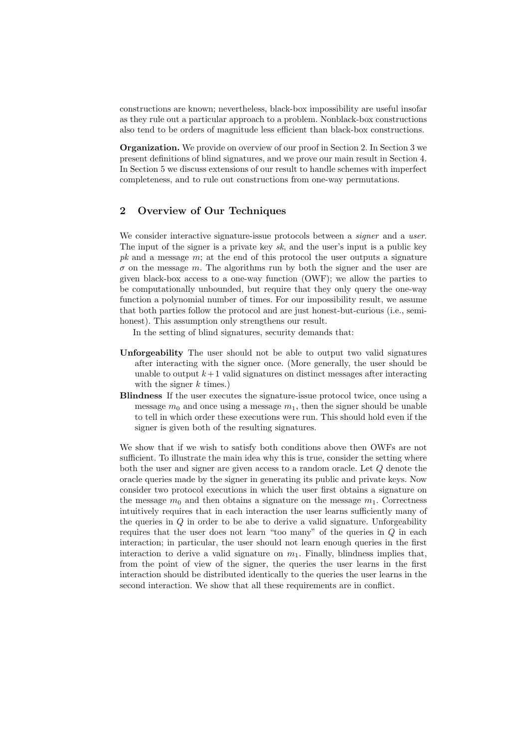constructions are known; nevertheless, black-box impossibility are useful insofar as they rule out a particular approach to a problem. Nonblack-box constructions also tend to be orders of magnitude less efficient than black-box constructions.

**Organization.** We provide on overview of our proof in Section 2. In Section 3 we present definitions of blind signatures, and we prove our main result in Section 4. In Section 5 we discuss extensions of our result to handle schemes with imperfect completeness, and to rule out constructions from one-way permutations.

## 2 Overview of Our Techniques

We consider interactive signature-issue protocols between a *signer* and a *user*. The input of the signer is a private key *sk*, and the user's input is a public key *pk* and a message $m$; at the end of this protocol the user outputs a signature $\sigma$ on the message $m$. The algorithms run by both the signer and the user are given black-box access to a one-way function (OWF); we allow the parties to be computationally unbounded, but require that they only query the one-way function a polynomial number of times. For our impossibility result, we assume that both parties follow the protocol and are just honest-but-curious (i.e., semi-honest). This assumption only strengthens our result.

In the setting of blind signatures, security demands that:

**Unforgeability** The user should not be able to output two valid signatures after interacting with the signer once. (More generally, the user should be unable to output $k+1$ valid signatures on distinct messages after interacting with the signer $k$ times.)

**Blindness** If the user executes the signature-issue protocol twice, once using a message $m_0$ and once using a message $m_1$, then the signer should be unable to tell in which order these executions were run. This should hold even if the signer is given both of the resulting signatures.

We show that if we wish to satisfy both conditions above then OWFs are not sufficient. To illustrate the main idea why this is true, consider the setting where both the user and signer are given access to a random oracle. Let $Q$ denote the oracle queries made by the signer in generating its public and private keys. Now consider two protocol executions in which the user first obtains a signature on the message $m_0$ and then obtains a signature on the message $m_1$. Correctness intuitively requires that in each interaction the user learns sufficiently many of the queries in $Q$ in order to be abe to derive a valid signature. Unforgeability requires that the user does not learn "too many" of the queries in $Q$ in each interaction; in particular, the user should not learn enough queries in the first interaction to derive a valid signature on $m_1$. Finally, blindness implies that, from the point of view of the signer, the queries the user learns in the first interaction should be distributed identically to the queries the user learns in the second interaction. We show that all these requirements are in conflict.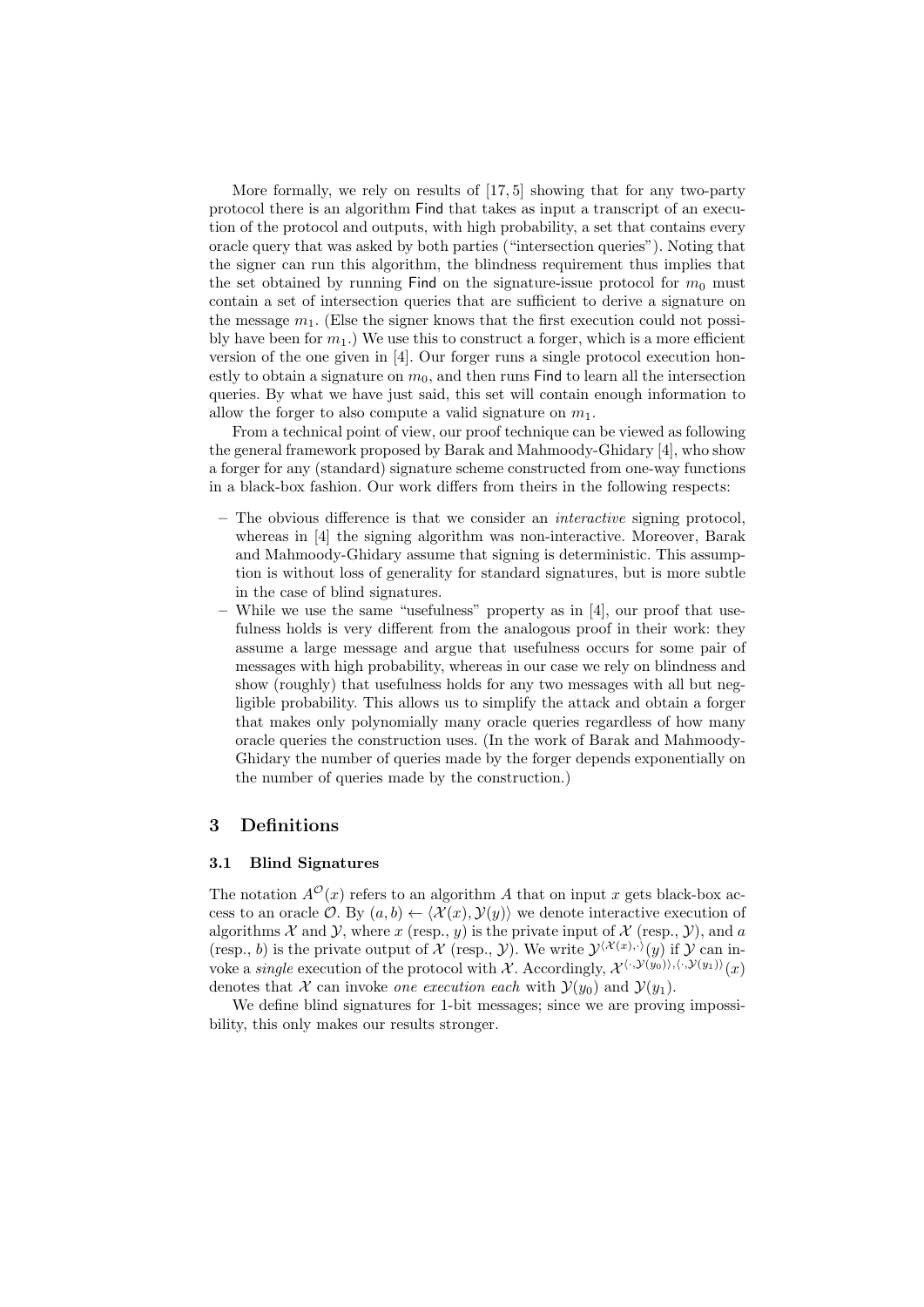More formally, we rely on results of [17, 5] showing that for any two-party protocol there is an algorithm Find that takes as input a transcript of an execution of the protocol and outputs, with high probability, a set that contains every oracle query that was asked by both parties ("intersection queries"). Noting that the signer can run this algorithm, the blindness requirement thus implies that the set obtained by running Find on the signature-issue protocol for $m_0$ must contain a set of intersection queries that are sufficient to derive a signature on the message $m_1$. (Else the signer knows that the first execution could not possibly have been for $m_1$.) We use this to construct a forger, which is a more efficient version of the one given in [4]. Our forger runs a single protocol execution honestly to obtain a signature on $m_0$, and then runs Find to learn all the intersection queries. By what we have just said, this set will contain enough information to allow the forger to also compute a valid signature on $m_1$.

From a technical point of view, our proof technique can be viewed as following the general framework proposed by Barak and Mahmoody-Ghidary [4], who show a forger for any (standard) signature scheme constructed from one-way functions in a black-box fashion. Our work differs from theirs in the following respects:

- The obvious difference is that we consider an *interactive* signing protocol, whereas in [4] the signing algorithm was non-interactive. Moreover, Barak and Mahmoody-Ghidary assume that signing is deterministic. This assumption is without loss of generality for standard signatures, but is more subtle in the case of blind signatures.
- While we use the same "usefulness" property as in [4], our proof that usefulness holds is very different from the analogous proof in their work: they assume a large message and argue that usefulness occurs for some pair of messages with high probability, whereas in our case we rely on blindness and show (roughly) that usefulness holds for any two messages with all but negligible probability. This allows us to simplify the attack and obtain a forger that makes only polynomially many oracle queries regardless of how many oracle queries the construction uses. (In the work of Barak and Mahmoody-Ghidary the number of queries made by the forger depends exponentially on the number of queries made by the construction.)

## 3 Definitions

### 3.1 Blind Signatures

The notation $A^{\mathcal{O}}(x)$ refers to an algorithm $A$ that on input $x$ gets black-box access to an oracle $\mathcal{O}$. By $(a, b) \leftarrow \langle \mathcal{X}(x), \mathcal{Y}(y) \rangle$ we denote interactive execution of algorithms $\mathcal{X}$ and $\mathcal{Y}$, where $x$ (resp., $y$) is the private input of $\mathcal{X}$ (resp., $\mathcal{Y}$), and $a$ (resp., $b$) is the private output of $\mathcal{X}$ (resp., $\mathcal{Y}$). We write $\mathcal{Y}^{\langle \mathcal{X}(x), \cdot \rangle}(y)$ if $\mathcal{Y}$ can invoke a *single* execution of the protocol with $\mathcal{X}$. Accordingly, $\mathcal{X}^{\langle \cdot, \mathcal{Y}(y_0) \rangle, \langle \cdot, \mathcal{Y}(y_1) \rangle}(x)$ denotes that $\mathcal{X}$ can invoke *one execution each* with $\mathcal{Y}(y_0)$ and $\mathcal{Y}(y_1)$.

We define blind signatures for 1-bit messages; since we are proving impossibility, this only makes our results stronger.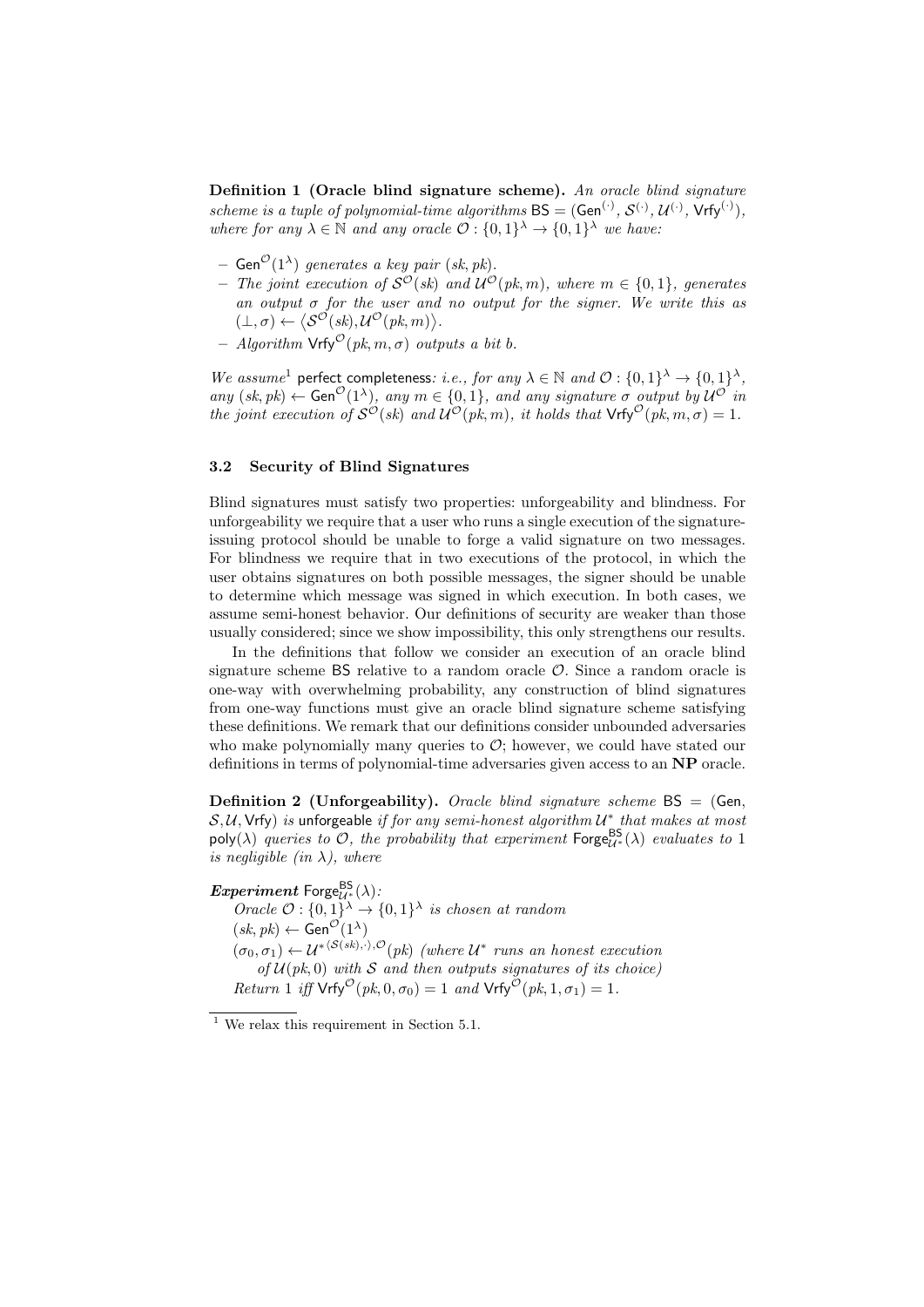**Definition 1 (Oracle blind signature scheme).** *An oracle blind signature scheme is a tuple of polynomial-time algorithms* $\mathsf{BS} = (\mathsf{Gen}^{(\cdot)}, \mathcal{S}^{(\cdot)}, \mathcal{U}^{(\cdot)}, \mathsf{Vrfy}^{(\cdot)})$*, where for any* $\lambda \in \mathbb{N}$ *and any oracle* $\mathcal{O} : \{0,1\}^\lambda \to \{0,1\}^\lambda$ *we have:*

- $\mathsf{Gen}^{\mathcal{O}}(1^\lambda)$ *generates a key pair* $(sk, pk)$*.*
- *The joint execution of* $\mathcal{S}^{\mathcal{O}}(sk)$ *and* $\mathcal{U}^{\mathcal{O}}(pk, m)$*, where* $m \in \{0,1\}$*, generates an output* $\sigma$ *for the user and no output for the signer. We write this as* $(\perp, \sigma) \leftarrow \langle \mathcal{S}^{\mathcal{O}}(sk), \mathcal{U}^{\mathcal{O}}(pk, m) \rangle$*.*
- *Algorithm* $\mathsf{Vrfy}^{\mathcal{O}}(pk, m, \sigma)$ *outputs a bit* $b$*.*

*We assume*[1] perfect completeness*: i.e., for any* $\lambda \in \mathbb{N}$ *and* $\mathcal{O} : \{0,1\}^\lambda \to \{0,1\}^\lambda$*, any* $(sk, pk) \leftarrow \mathsf{Gen}^{\mathcal{O}}(1^\lambda)$*, any* $m \in \{0,1\}$*, and any signature* $\sigma$ *output by* $\mathcal{U}^{\mathcal{O}}$ *in the joint execution of* $\mathcal{S}^{\mathcal{O}}(sk)$ *and* $\mathcal{U}^{\mathcal{O}}(pk, m)$*, it holds that* $\mathsf{Vrfy}^{\mathcal{O}}(pk, m, \sigma) = 1$*.*

### 3.2 Security of Blind Signatures

Blind signatures must satisfy two properties: unforgeability and blindness. For unforgeability we require that a user who runs a single execution of the signature-issuing protocol should be unable to forge a valid signature on two messages. For blindness we require that in two executions of the protocol, in which the user obtains signatures on both possible messages, the signer should be unable to determine which message was signed in which execution. In both cases, we assume semi-honest behavior. Our definitions of security are weaker than those usually considered; since we show impossibility, this only strengthens our results.

In the definitions that follow we consider an execution of an oracle blind signature scheme BS relative to a random oracle $\mathcal{O}$. Since a random oracle is one-way with overwhelming probability, any construction of blind signatures from one-way functions must give an oracle blind signature scheme satisfying these definitions. We remark that our definitions consider unbounded adversaries who make polynomially many queries to $\mathcal{O}$; however, we could have stated our definitions in terms of polynomial-time adversaries given access to an **NP** oracle.

**Definition 2 (Unforgeability).** *Oracle blind signature scheme* $\mathsf{BS} = (\mathsf{Gen}, \mathcal{S}, \mathcal{U}, \mathsf{Vrfy})$ *is* unforgeable *if for any semi-honest algorithm* $\mathcal{U}^*$ *that makes at most* $\mathsf{poly}(\lambda)$ *queries to* $\mathcal{O}$*, the probability that experiment* $\mathsf{Forge}^{\mathsf{BS}}_{\mathcal{U}^*}(\lambda)$ *evaluates to* 1 *is negligible (in* $\lambda$*), where*

***Experiment*** $\mathsf{Forge}^{\mathsf{BS}}_{\mathcal{U}^*}(\lambda)$*:*
*Oracle* $\mathcal{O} : \{0,1\}^\lambda \to \{0,1\}^\lambda$ *is chosen at random*
$(sk, pk) \leftarrow \mathsf{Gen}^{\mathcal{O}}(1^\lambda)$
$(\sigma_0, \sigma_1) \leftarrow \mathcal{U}^{*\langle \mathcal{S}(sk), \cdot \rangle, \mathcal{O}}(pk)$ *(where* $\mathcal{U}^*$ *runs an honest execution of* $\mathcal{U}(pk, 0)$ *with* $\mathcal{S}$ *and then outputs signatures of its choice)*
*Return* 1 *iff* $\mathsf{Vrfy}^{\mathcal{O}}(pk, 0, \sigma_0) = 1$ *and* $\mathsf{Vrfy}^{\mathcal{O}}(pk, 1, \sigma_1) = 1$*.*

[1] We relax this requirement in Section 5.1.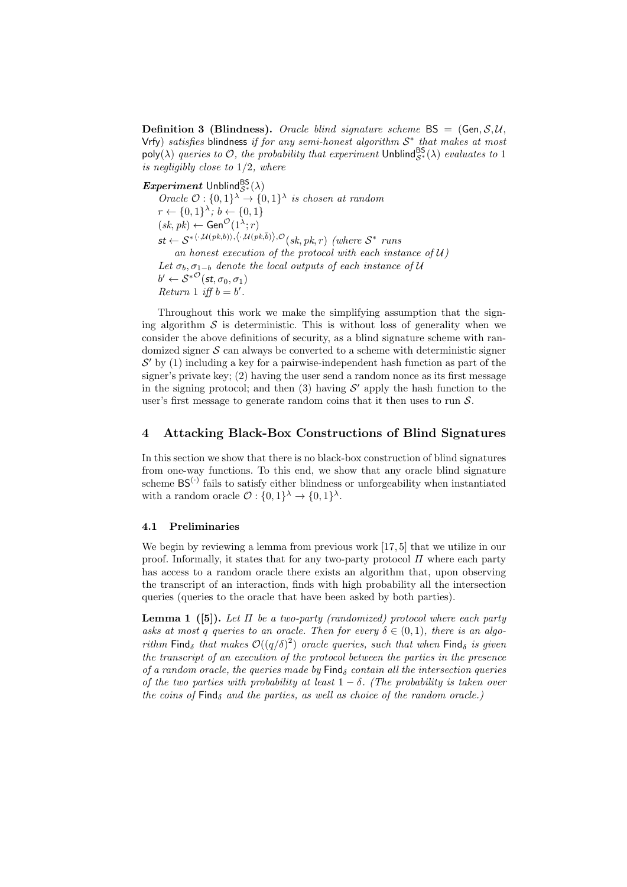**Definition 3 (Blindness).** *Oracle blind signature scheme* $\mathsf{BS} = (\mathsf{Gen}, \mathcal{S}, \mathcal{U}, \mathsf{Vrfy})$ *satisfies* blindness *if for any semi-honest algorithm* $\mathcal{S}^*$ *that makes at most* $\mathsf{poly}(\lambda)$ *queries to* $\mathcal{O}$*, the probability that experiment* $\mathsf{Unblind}^{\mathsf{BS}}_{\mathcal{S}^*}(\lambda)$ *evaluates to* 1 *is negligibly close to* 1/2*, where*

***Experiment*** $\mathsf{Unblind}^{\mathsf{BS}}_{\mathcal{S}^*}(\lambda)$

*Oracle* $\mathcal{O} : \{0,1\}^\lambda \rightarrow \{0,1\}^\lambda$ *is chosen at random*
$r \leftarrow \{0,1\}^\lambda$*;* $b \leftarrow \{0,1\}$
$(sk, pk) \leftarrow \mathsf{Gen}^{\mathcal{O}}(1^\lambda; r)$
$\mathsf{st} \leftarrow \mathcal{S}^{*\langle \cdot, \mathcal{U}(pk,b) \rangle, \langle \cdot, \mathcal{U}(pk,\bar{b}) \rangle, \mathcal{O}}(sk, pk, r)$ *(where* $\mathcal{S}^*$ *runs an honest execution of the protocol with each instance of* $\mathcal{U}$*)*
*Let* $\sigma_b, \sigma_{1-b}$ *denote the local outputs of each instance of* $\mathcal{U}$
$b' \leftarrow \mathcal{S}^{*\mathcal{O}}(\mathsf{st}, \sigma_0, \sigma_1)$
*Return* 1 *iff* $b = b'$.

Throughout this work we make the simplifying assumption that the signing algorithm $\mathcal{S}$ is deterministic. This is without loss of generality when we consider the above definitions of security, as a blind signature scheme with randomized signer $\mathcal{S}$ can always be converted to a scheme with deterministic signer $\mathcal{S}'$ by (1) including a key for a pairwise-independent hash function as part of the signer's private key; (2) having the user send a random nonce as its first message in the signing protocol; and then (3) having $\mathcal{S}'$ apply the hash function to the user's first message to generate random coins that it then uses to run $\mathcal{S}$.

## 4 Attacking Black-Box Constructions of Blind Signatures

In this section we show that there is no black-box construction of blind signatures from one-way functions. To this end, we show that any oracle blind signature scheme $\mathsf{BS}^{(\cdot)}$ fails to satisfy either blindness or unforgeability when instantiated with a random oracle $\mathcal{O} : \{0,1\}^\lambda \rightarrow \{0,1\}^\lambda$.

### 4.1 Preliminaries

We begin by reviewing a lemma from previous work [17, 5] that we utilize in our proof. Informally, it states that for any two-party protocol $\Pi$ where each party has access to a random oracle there exists an algorithm that, upon observing the transcript of an interaction, finds with high probability all the intersection queries (queries to the oracle that have been asked by both parties).

**Lemma 1 ([5]).** *Let* $\Pi$ *be a two-party (randomized) protocol where each party asks at most* $q$ *queries to an oracle. Then for every* $\delta \in (0,1)$*, there is an algorithm* $\mathsf{Find}_\delta$ *that makes* $\mathcal{O}((q/\delta)^2)$ *oracle queries, such that when* $\mathsf{Find}_\delta$ *is given the transcript of an execution of the protocol between the parties in the presence of a random oracle, the queries made by* $\mathsf{Find}_\delta$ *contain all the intersection queries of the two parties with probability at least* $1 - \delta$*. (The probability is taken over the coins of* $\mathsf{Find}_\delta$ *and the parties, as well as choice of the random oracle.)*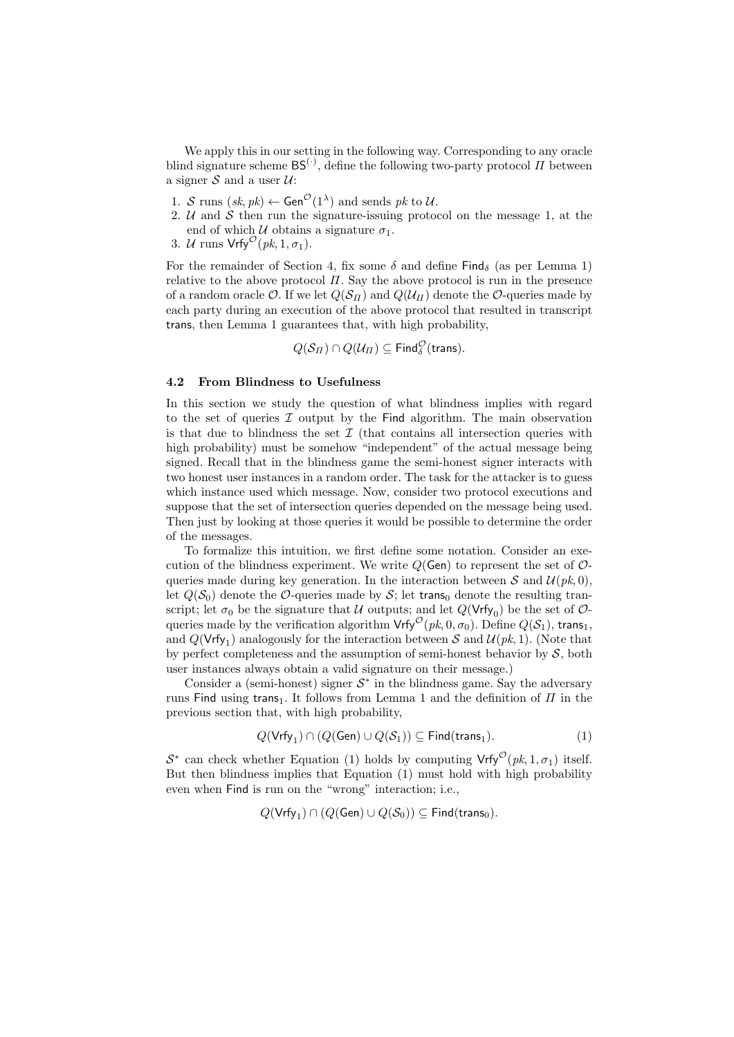We apply this in our setting in the following way. Corresponding to any oracle blind signature scheme $\mathsf{BS}^{(\cdot)}$, define the following two-party protocol $\Pi$ between a signer $\mathcal{S}$ and a user $\mathcal{U}$:

1. $\mathcal{S}$ runs $(sk, pk) \leftarrow \mathsf{Gen}^{\mathcal{O}}(1^\lambda)$ and sends $pk$ to $\mathcal{U}$.
2. $\mathcal{U}$ and $\mathcal{S}$ then run the signature-issuing protocol on the message 1, at the end of which $\mathcal{U}$ obtains a signature $\sigma_1$.
3. $\mathcal{U}$ runs $\mathsf{Vrfy}^{\mathcal{O}}(pk, 1, \sigma_1)$.

For the remainder of Section 4, fix some $\delta$ and define $\mathsf{Find}_\delta$ (as per Lemma 1) relative to the above protocol $\Pi$. Say the above protocol is run in the presence of a random oracle $\mathcal{O}$. If we let $Q(\mathcal{S}_\Pi)$ and $Q(\mathcal{U}_\Pi)$ denote the $\mathcal{O}$-queries made by each party during an execution of the above protocol that resulted in transcript $\mathsf{trans}$, then Lemma 1 guarantees that, with high probability,

$$Q(\mathcal{S}_\Pi) \cap Q(\mathcal{U}_\Pi) \subseteq \mathsf{Find}_\delta^{\mathcal{O}}(\mathsf{trans}).$$

### 4.2 From Blindness to Usefulness

In this section we study the question of what blindness implies with regard to the set of queries $\mathcal{I}$ output by the $\mathsf{Find}$ algorithm. The main observation is that due to blindness the set $\mathcal{I}$ (that contains all intersection queries with high probability) must be somehow "independent" of the actual message being signed. Recall that in the blindness game the semi-honest signer interacts with two honest user instances in a random order. The task for the attacker is to guess which instance used which message. Now, consider two protocol executions and suppose that the set of intersection queries depended on the message being used. Then just by looking at those queries it would be possible to determine the order of the messages.

To formalize this intuition, we first define some notation. Consider an execution of the blindness experiment. We write $Q(\mathsf{Gen})$ to represent the set of $\mathcal{O}$-queries made during key generation. In the interaction between $\mathcal{S}$ and $\mathcal{U}(pk, 0)$, let $Q(\mathcal{S}_0)$ denote the $\mathcal{O}$-queries made by $\mathcal{S}$; let $\mathsf{trans}_0$ denote the resulting transcript; let $\sigma_0$ be the signature that $\mathcal{U}$ outputs; and let $Q(\mathsf{Vrfy}_0)$ be the set of $\mathcal{O}$-queries made by the verification algorithm $\mathsf{Vrfy}^{\mathcal{O}}(pk, 0, \sigma_0)$. Define $Q(\mathcal{S}_1)$, $\mathsf{trans}_1$, and $Q(\mathsf{Vrfy}_1)$ analogously for the interaction between $\mathcal{S}$ and $\mathcal{U}(pk, 1)$. (Note that by perfect completeness and the assumption of semi-honest behavior by $\mathcal{S}$, both user instances always obtain a valid signature on their message.)

Consider a (semi-honest) signer $\mathcal{S}^*$ in the blindness game. Say the adversary runs $\mathsf{Find}$ using $\mathsf{trans}_1$. It follows from Lemma 1 and the definition of $\Pi$ in the previous section that, with high probability,

$$Q(\mathsf{Vrfy}_1) \cap (Q(\mathsf{Gen}) \cup Q(\mathcal{S}_1)) \subseteq \mathsf{Find}(\mathsf{trans}_1). \tag{1}$$

$\mathcal{S}^*$ can check whether Equation (1) holds by computing $\mathsf{Vrfy}^{\mathcal{O}}(pk, 1, \sigma_1)$ itself. But then blindness implies that Equation (1) must hold with high probability even when $\mathsf{Find}$ is run on the "wrong" interaction; i.e.,

$$Q(\mathsf{Vrfy}_1) \cap (Q(\mathsf{Gen}) \cup Q(\mathcal{S}_0)) \subseteq \mathsf{Find}(\mathsf{trans}_0).$$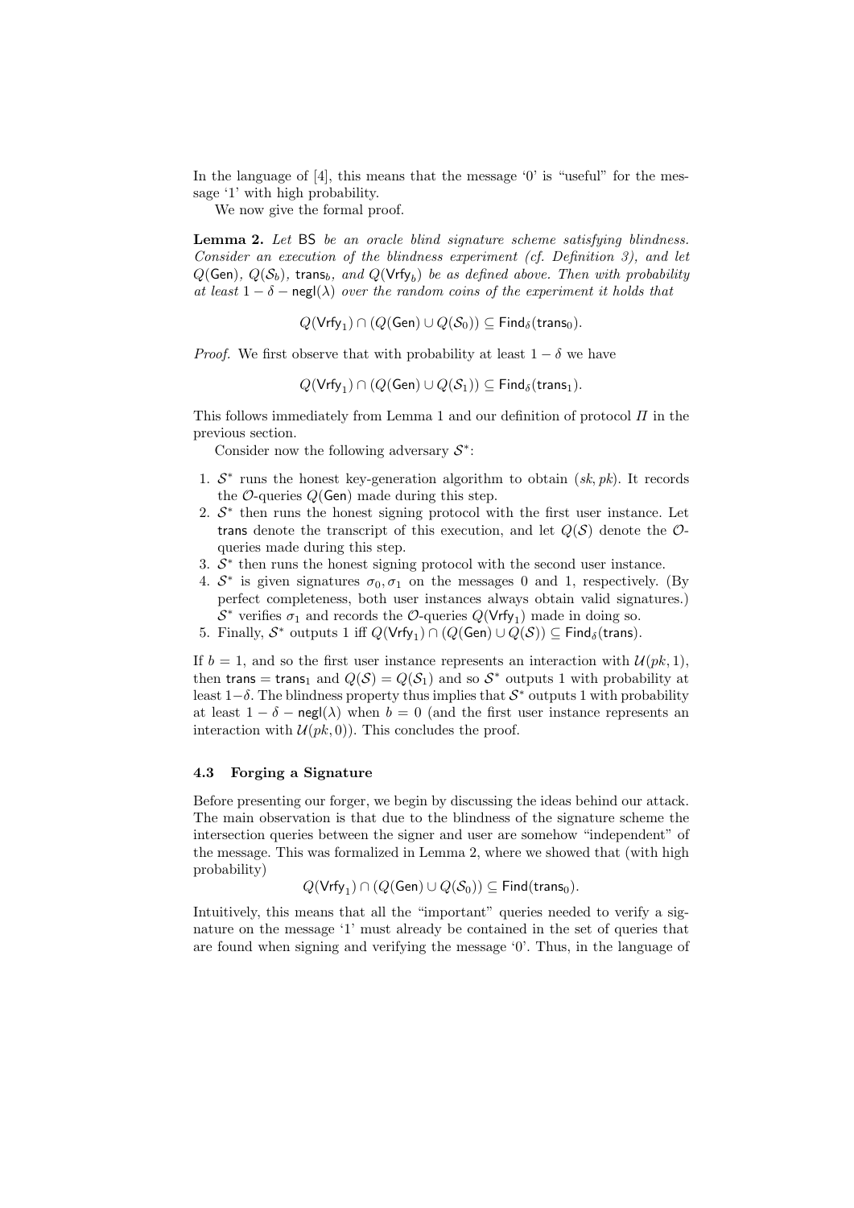In the language of [4], this means that the message '0' is "useful" for the message '1' with high probability.

We now give the formal proof.

**Lemma 2.** *Let* $\mathsf{BS}$ *be an oracle blind signature scheme satisfying blindness. Consider an execution of the blindness experiment (cf. Definition 3), and let* $Q(\mathsf{Gen})$*,* $Q(\mathcal{S}_b)$*,* $\mathsf{trans}_b$*, and* $Q(\mathsf{Vrfy}_b)$ *be as defined above. Then with probability at least* $1 - \delta - \mathsf{negl}(\lambda)$ *over the random coins of the experiment it holds that*

$$Q(\mathsf{Vrfy}_1) \cap (Q(\mathsf{Gen}) \cup Q(\mathcal{S}_0)) \subseteq \mathsf{Find}_\delta(\mathsf{trans}_0).$$

*Proof.* We first observe that with probability at least $1 - \delta$ we have

$$Q(\mathsf{Vrfy}_1) \cap (Q(\mathsf{Gen}) \cup Q(\mathcal{S}_1)) \subseteq \mathsf{Find}_\delta(\mathsf{trans}_1).$$

This follows immediately from Lemma 1 and our definition of protocol $\Pi$ in the previous section.

Consider now the following adversary $\mathcal{S}^*$:

1. $\mathcal{S}^*$ runs the honest key-generation algorithm to obtain $(sk, pk)$. It records the $\mathcal{O}$-queries $Q(\mathsf{Gen})$ made during this step.
2. $\mathcal{S}^*$ then runs the honest signing protocol with the first user instance. Let $\mathsf{trans}$ denote the transcript of this execution, and let $Q(\mathcal{S})$ denote the $\mathcal{O}$-queries made during this step.
3. $\mathcal{S}^*$ then runs the honest signing protocol with the second user instance.
4. $\mathcal{S}^*$ is given signatures $\sigma_0, \sigma_1$ on the messages 0 and 1, respectively. (By perfect completeness, both user instances always obtain valid signatures.) $\mathcal{S}^*$ verifies $\sigma_1$ and records the $\mathcal{O}$-queries $Q(\mathsf{Vrfy}_1)$ made in doing so.
5. Finally, $\mathcal{S}^*$ outputs 1 iff $Q(\mathsf{Vrfy}_1) \cap (Q(\mathsf{Gen}) \cup Q(\mathcal{S})) \subseteq \mathsf{Find}_\delta(\mathsf{trans})$.

If $b = 1$, and so the first user instance represents an interaction with $\mathcal{U}(pk, 1)$, then $\mathsf{trans} = \mathsf{trans}_1$ and $Q(\mathcal{S}) = Q(\mathcal{S}_1)$ and so $\mathcal{S}^*$ outputs 1 with probability at least $1-\delta$. The blindness property thus implies that $\mathcal{S}^*$ outputs 1 with probability at least $1 - \delta - \mathsf{negl}(\lambda)$ when $b = 0$ (and the first user instance represents an interaction with $\mathcal{U}(pk, 0)$). This concludes the proof.

### 4.3 Forging a Signature

Before presenting our forger, we begin by discussing the ideas behind our attack. The main observation is that due to the blindness of the signature scheme the intersection queries between the signer and user are somehow "independent" of the message. This was formalized in Lemma 2, where we showed that (with high probability)

$$Q(\mathsf{Vrfy}_1) \cap (Q(\mathsf{Gen}) \cup Q(\mathcal{S}_0)) \subseteq \mathsf{Find}(\mathsf{trans}_0).$$

Intuitively, this means that all the "important" queries needed to verify a signature on the message '1' must already be contained in the set of queries that are found when signing and verifying the message '0'. Thus, in the language of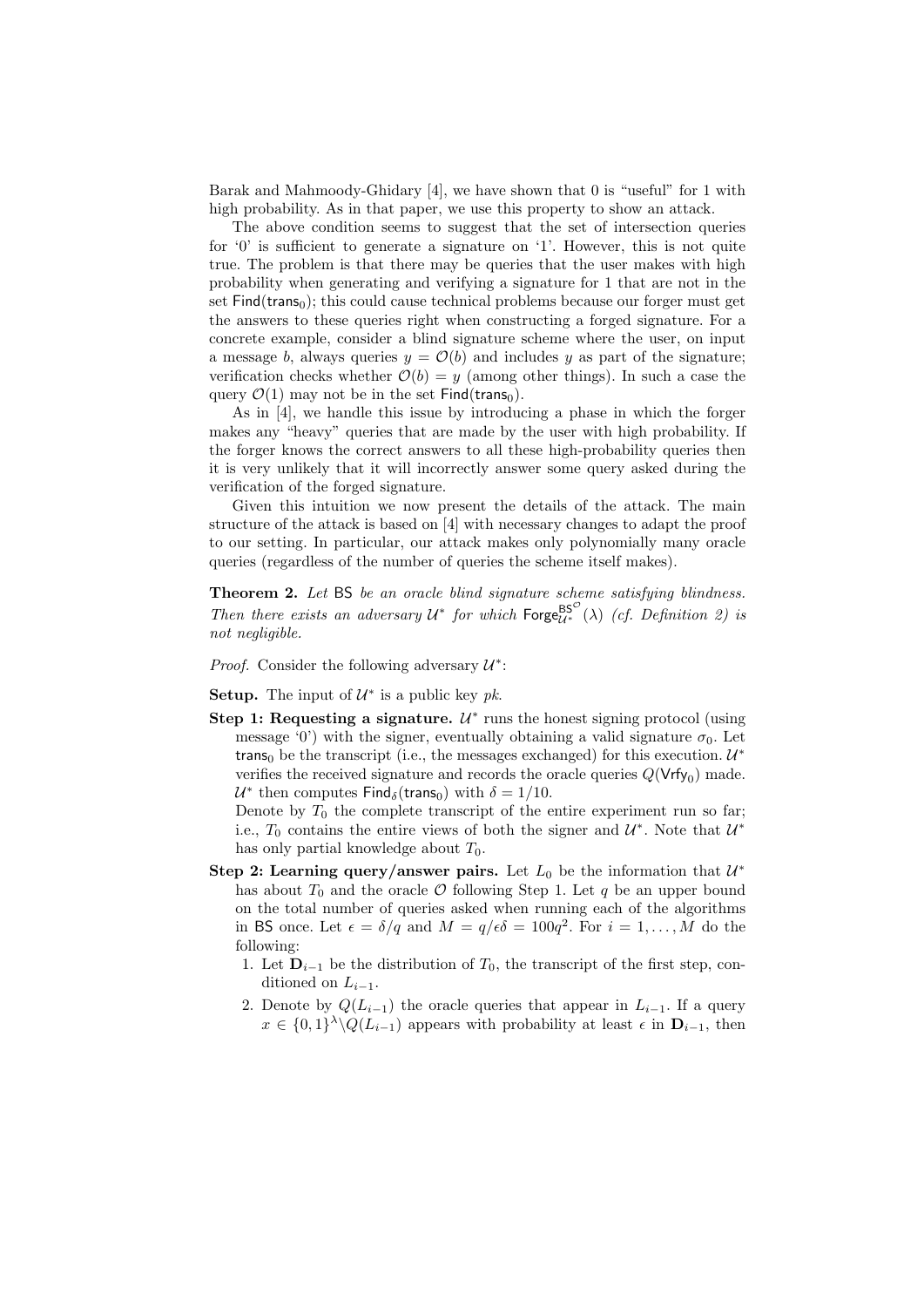Barak and Mahmoody-Ghidary [4], we have shown that 0 is "useful" for 1 with high probability. As in that paper, we use this property to show an attack.

The above condition seems to suggest that the set of intersection queries for '0' is sufficient to generate a signature on '1'. However, this is not quite true. The problem is that there may be queries that the user makes with high probability when generating and verifying a signature for 1 that are not in the set $\mathsf{Find}(\mathsf{trans}_0)$; this could cause technical problems because our forger must get the answers to these queries right when constructing a forged signature. For a concrete example, consider a blind signature scheme where the user, on input a message $b$, always queries $y = \mathcal{O}(b)$ and includes $y$ as part of the signature; verification checks whether $\mathcal{O}(b) = y$ (among other things). In such a case the query $\mathcal{O}(1)$ may not be in the set $\mathsf{Find}(\mathsf{trans}_0)$.

As in [4], we handle this issue by introducing a phase in which the forger makes any "heavy" queries that are made by the user with high probability. If the forger knows the correct answers to all these high-probability queries then it is very unlikely that it will incorrectly answer some query asked during the verification of the forged signature.

Given this intuition we now present the details of the attack. The main structure of the attack is based on [4] with necessary changes to adapt the proof to our setting. In particular, our attack makes only polynomially many oracle queries (regardless of the number of queries the scheme itself makes).

**Theorem 2.** *Let* $\mathsf{BS}$ *be an oracle blind signature scheme satisfying blindness. Then there exists an adversary* $\mathcal{U}^*$ *for which* $\mathsf{Forge}_{\mathcal{U}^*}^{\mathsf{BS}^{\mathcal{O}}}(\lambda)$ *(cf. Definition 2) is not negligible.*

*Proof.* Consider the following adversary $\mathcal{U}^*$:

**Setup.** The input of $\mathcal{U}^*$ is a public key $pk$.

**Step 1: Requesting a signature.** $\mathcal{U}^*$ runs the honest signing protocol (using message '0') with the signer, eventually obtaining a valid signature $\sigma_0$. Let $\mathsf{trans}_0$ be the transcript (i.e., the messages exchanged) for this execution. $\mathcal{U}^*$ verifies the received signature and records the oracle queries $Q(\mathsf{Vrfy}_0)$ made. $\mathcal{U}^*$ then computes $\mathsf{Find}_\delta(\mathsf{trans}_0)$ with $\delta = 1/10$.

Denote by $T_0$ the complete transcript of the entire experiment run so far; i.e., $T_0$ contains the entire views of both the signer and $\mathcal{U}^*$. Note that $\mathcal{U}^*$ has only partial knowledge about $T_0$.

**Step 2: Learning query/answer pairs.** Let $L_0$ be the information that $\mathcal{U}^*$ has about $T_0$ and the oracle $\mathcal{O}$ following Step 1. Let $q$ be an upper bound on the total number of queries asked when running each of the algorithms in $\mathsf{BS}$ once. Let $\epsilon = \delta/q$ and $M = q/\epsilon\delta = 100q^2$. For $i = 1, \ldots, M$ do the following:

1. Let $\mathbf{D}_{i-1}$ be the distribution of $T_0$, the transcript of the first step, conditioned on $L_{i-1}$.
2. Denote by $Q(L_{i-1})$ the oracle queries that appear in $L_{i-1}$. If a query $x \in \{0,1\}^\lambda \backslash Q(L_{i-1})$ appears with probability at least $\epsilon$ in $\mathbf{D}_{i-1}$, then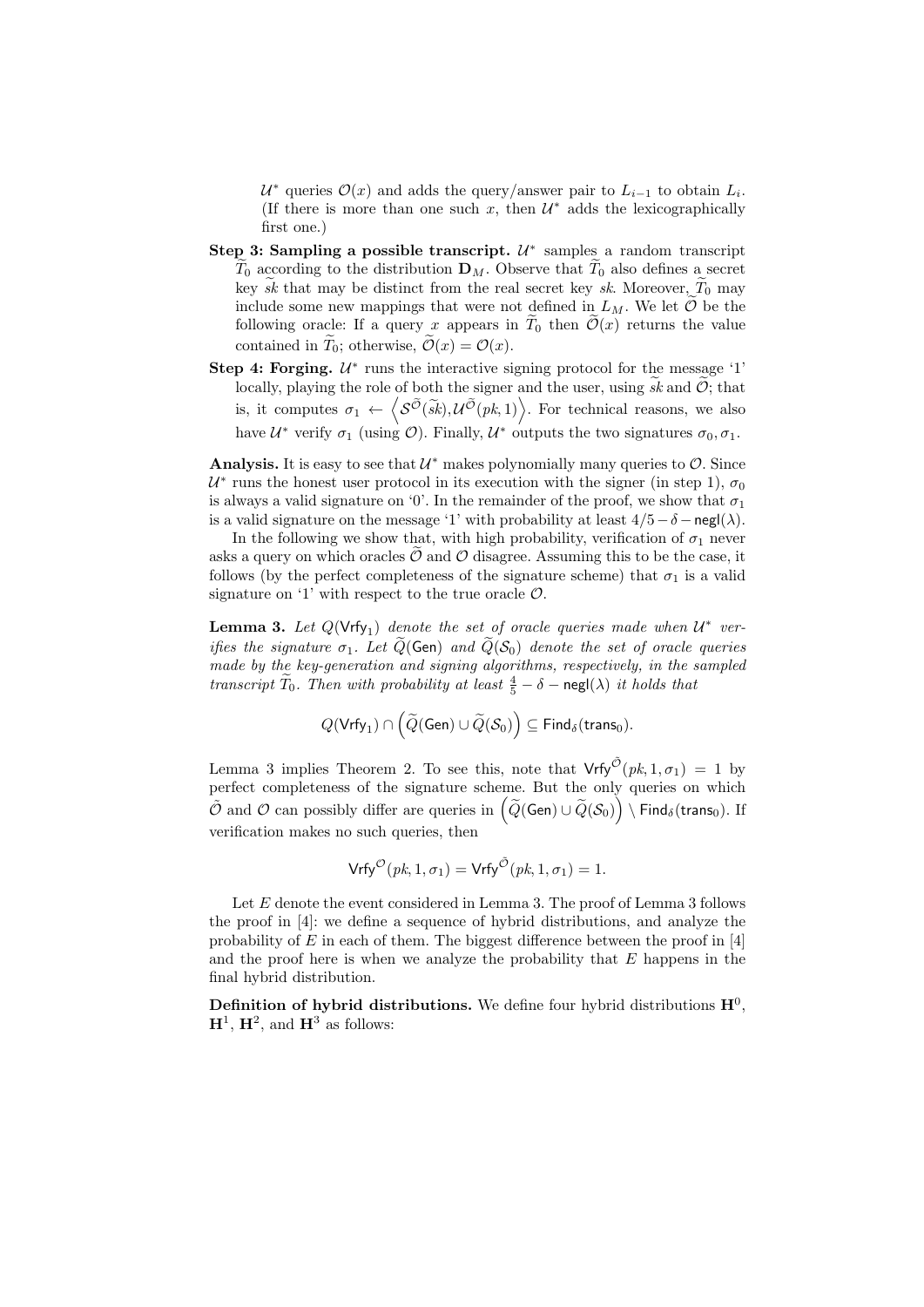$\mathcal{U}^*$ queries $\mathcal{O}(x)$ and adds the query/answer pair to $L_{i-1}$ to obtain $L_i$. (If there is more than one such $x$, then $\mathcal{U}^*$ adds the lexicographically first one.)

**Step 3: Sampling a possible transcript.** $\mathcal{U}^*$ samples a random transcript $\widetilde{T}_0$ according to the distribution $\mathbf{D}_M$. Observe that $\widetilde{T}_0$ also defines a secret key $\widetilde{sk}$ that may be distinct from the real secret key $sk$. Moreover, $\widetilde{T}_0$ may include some new mappings that were not defined in $L_M$. We let $\widetilde{\mathcal{O}}$ be the following oracle: If a query $x$ appears in $\widetilde{T}_0$ then $\widetilde{\mathcal{O}}(x)$ returns the value contained in $\widetilde{T}_0$; otherwise, $\widetilde{\mathcal{O}}(x) = \mathcal{O}(x)$.

**Step 4: Forging.** $\mathcal{U}^*$ runs the interactive signing protocol for the message '1' locally, playing the role of both the signer and the user, using $\widetilde{sk}$ and $\widetilde{\mathcal{O}}$; that is, it computes $\sigma_1 \leftarrow \left\langle \mathcal{S}^{\widetilde{\mathcal{O}}}(\widetilde{sk}), \mathcal{U}^{\widetilde{\mathcal{O}}}(pk, 1) \right\rangle$. For technical reasons, we also have $\mathcal{U}^*$ verify $\sigma_1$ (using $\mathcal{O}$). Finally, $\mathcal{U}^*$ outputs the two signatures $\sigma_0, \sigma_1$.

**Analysis.** It is easy to see that $\mathcal{U}^*$ makes polynomially many queries to $\mathcal{O}$. Since $\mathcal{U}^*$ runs the honest user protocol in its execution with the signer (in step 1), $\sigma_0$ is always a valid signature on '0'. In the remainder of the proof, we show that $\sigma_1$ is a valid signature on the message '1' with probability at least $4/5 - \delta - \mathsf{negl}(\lambda)$.

In the following we show that, with high probability, verification of $\sigma_1$ never asks a query on which oracles $\widetilde{\mathcal{O}}$ and $\mathcal{O}$ disagree. Assuming this to be the case, it follows (by the perfect completeness of the signature scheme) that $\sigma_1$ is a valid signature on '1' with respect to the true oracle $\mathcal{O}$.

**Lemma 3.** *Let $Q(\mathsf{Vrfy}_1)$ denote the set of oracle queries made when $\mathcal{U}^*$ verifies the signature $\sigma_1$. Let $\widetilde{Q}(\mathsf{Gen})$ and $\widetilde{Q}(\mathcal{S}_0)$ denote the set of oracle queries made by the key-generation and signing algorithms, respectively, in the sampled transcript $\widetilde{T}_0$. Then with probability at least $\frac{4}{5} - \delta - \mathsf{negl}(\lambda)$ it holds that*

$$Q(\mathsf{Vrfy}_1) \cap \left(\widetilde{Q}(\mathsf{Gen}) \cup \widetilde{Q}(\mathcal{S}_0)\right) \subseteq \mathsf{Find}_\delta(\mathsf{trans}_0).$$

Lemma 3 implies Theorem 2. To see this, note that $\mathsf{Vrfy}^{\tilde{\mathcal{O}}}(pk, 1, \sigma_1) = 1$ by perfect completeness of the signature scheme. But the only queries on which $\tilde{\mathcal{O}}$ and $\mathcal{O}$ can possibly differ are queries in $\left(\widetilde{Q}(\mathsf{Gen}) \cup \widetilde{Q}(\mathcal{S}_0)\right) \setminus \mathsf{Find}_\delta(\mathsf{trans}_0)$. If verification makes no such queries, then

$$\mathsf{Vrfy}^{\mathcal{O}}(pk, 1, \sigma_1) = \mathsf{Vrfy}^{\tilde{\mathcal{O}}}(pk, 1, \sigma_1) = 1.$$

Let $E$ denote the event considered in Lemma 3. The proof of Lemma 3 follows the proof in [4]: we define a sequence of hybrid distributions, and analyze the probability of $E$ in each of them. The biggest difference between the proof in [4] and the proof here is when we analyze the probability that $E$ happens in the final hybrid distribution.

**Definition of hybrid distributions.** We define four hybrid distributions $\mathbf{H}^0$, $\mathbf{H}^1$, $\mathbf{H}^2$, and $\mathbf{H}^3$ as follows: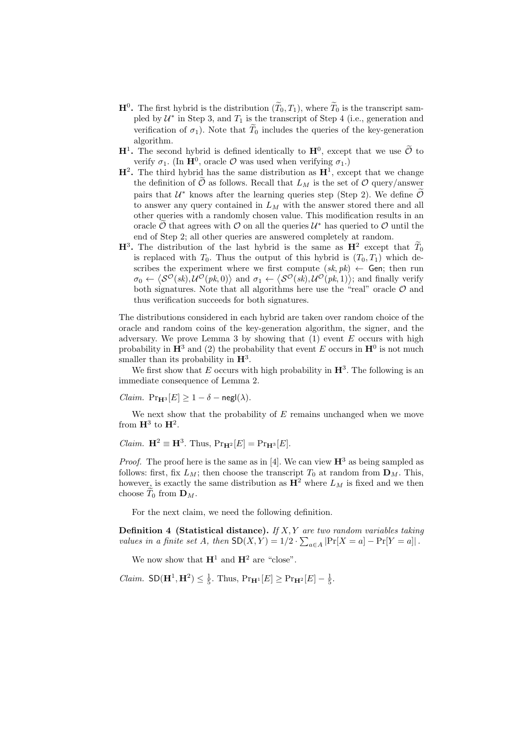- $\mathbf{H}^0$**.** The first hybrid is the distribution $(\widetilde{T}_0, T_1)$, where $\widetilde{T}_0$ is the transcript sampled by $\mathcal{U}^*$ in Step 3, and $T_1$ is the transcript of Step 4 (i.e., generation and verification of $\sigma_1$). Note that $\widetilde{T}_0$ includes the queries of the key-generation algorithm.
- $\mathbf{H}^1$**.** The second hybrid is defined identically to $\mathbf{H}^0$, except that we use $\widetilde{\mathcal{O}}$ to verify $\sigma_1$. (In $\mathbf{H}^0$, oracle $\mathcal{O}$ was used when verifying $\sigma_1$.)
- $\mathbf{H}^2$**.** The third hybrid has the same distribution as $\mathbf{H}^1$, except that we change the definition of $\widetilde{\mathcal{O}}$ as follows. Recall that $L_M$ is the set of $\mathcal{O}$ query/answer pairs that $\mathcal{U}^*$ knows after the learning queries step (Step 2). We define $\widetilde{\mathcal{O}}$ to answer any query contained in $L_M$ with the answer stored there and all other queries with a randomly chosen value. This modification results in an oracle $\widetilde{\mathcal{O}}$ that agrees with $\mathcal{O}$ on all the queries $\mathcal{U}^*$ has queried to $\mathcal{O}$ until the end of Step 2; all other queries are answered completely at random.
- $\mathbf{H}^3$**.** The distribution of the last hybrid is the same as $\mathbf{H}^2$ except that $\widetilde{T}_0$ is replaced with $T_0$. Thus the output of this hybrid is $(T_0, T_1)$ which describes the experiment where we first compute $(sk, pk) \leftarrow \mathsf{Gen}$; then run $\sigma_0 \leftarrow \langle \mathcal{S}^{\mathcal{O}}(sk), \mathcal{U}^{\mathcal{O}}(pk, 0)\rangle$ and $\sigma_1 \leftarrow \langle \mathcal{S}^{\mathcal{O}}(sk), \mathcal{U}^{\mathcal{O}}(pk, 1)\rangle$; and finally verify both signatures. Note that all algorithms here use the "real" oracle $\mathcal{O}$ and thus verification succeeds for both signatures.

The distributions considered in each hybrid are taken over random choice of the oracle and random coins of the key-generation algorithm, the signer, and the adversary. We prove Lemma 3 by showing that (1) event $E$ occurs with high probability in $\mathbf{H}^3$ and (2) the probability that event $E$ occurs in $\mathbf{H}^0$ is not much smaller than its probability in $\mathbf{H}^3$.

We first show that $E$ occurs with high probability in $\mathbf{H}^3$. The following is an immediate consequence of Lemma 2.

*Claim.* $\Pr_{\mathbf{H}^3}[E] \geq 1 - \delta - \mathsf{negl}(\lambda)$.

We next show that the probability of $E$ remains unchanged when we move from $\mathbf{H}^3$ to $\mathbf{H}^2$.

*Claim.* $\mathbf{H}^2 \equiv \mathbf{H}^3$. Thus, $\Pr_{\mathbf{H}^2}[E] = \Pr_{\mathbf{H}^3}[E]$.

*Proof.* The proof here is the same as in [4]. We can view $\mathbf{H}^3$ as being sampled as follows: first, fix $L_M$; then choose the transcript $T_0$ at random from $\mathbf{D}_M$. This, however, is exactly the same distribution as $\mathbf{H}^2$ where $L_M$ is fixed and we then choose $\widetilde{T}_0$ from $\mathbf{D}_M$.

For the next claim, we need the following definition.

**Definition 4 (Statistical distance).** *If $X, Y$ are two random variables taking values in a finite set $A$, then* $\mathsf{SD}(X, Y) = 1/2 \cdot \sum_{a \in A} |\Pr[X = a] - \Pr[Y = a]|$.

We now show that $\mathbf{H}^1$ and $\mathbf{H}^2$ are "close".

*Claim.* $\mathsf{SD}(\mathbf{H}^1, \mathbf{H}^2) \leq \frac{1}{5}$. Thus, $\Pr_{\mathbf{H}^1}[E] \geq \Pr_{\mathbf{H}^2}[E] - \frac{1}{5}$.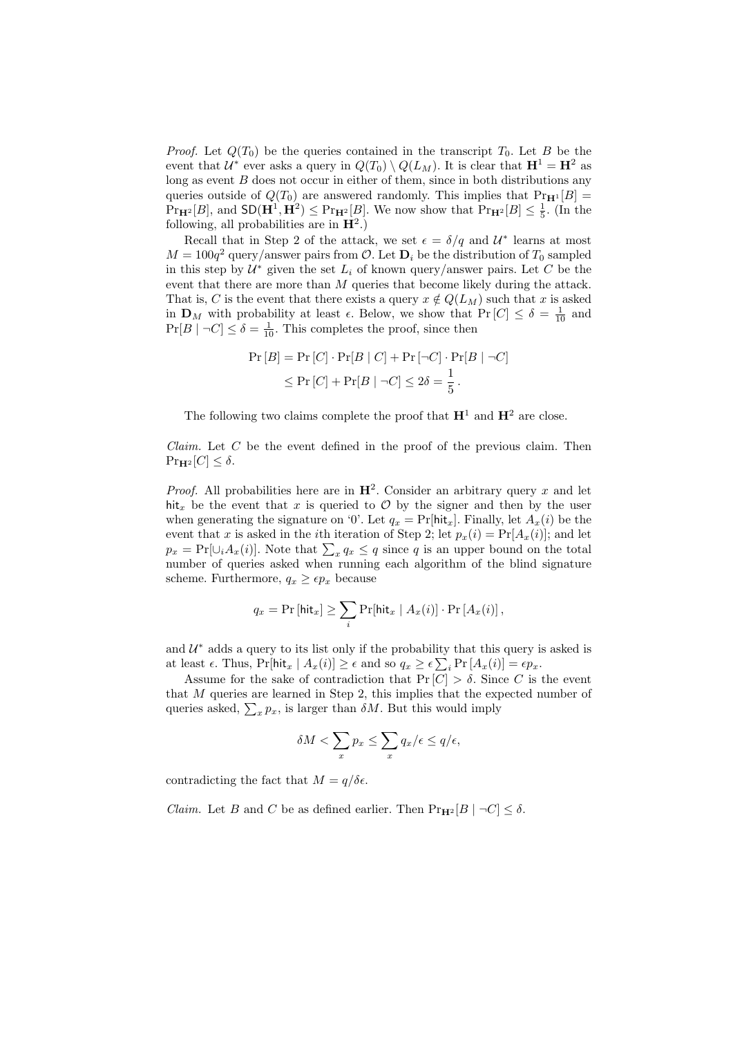*Proof.* Let $Q(T_0)$ be the queries contained in the transcript $T_0$. Let $B$ be the event that $\mathcal{U}^*$ ever asks a query in $Q(T_0) \setminus Q(L_M)$. It is clear that $\mathbf{H}^1 = \mathbf{H}^2$ as long as event $B$ does not occur in either of them, since in both distributions any queries outside of $Q(T_0)$ are answered randomly. This implies that $\Pr_{\mathbf{H}^1}[B] = \Pr_{\mathbf{H}^2}[B]$, and $\mathsf{SD}(\mathbf{H}^1, \mathbf{H}^2) \leq \Pr_{\mathbf{H}^2}[B]$. We now show that $\Pr_{\mathbf{H}^2}[B] \leq \frac{1}{5}$. (In the following, all probabilities are in $\mathbf{H}^2$.)

Recall that in Step 2 of the attack, we set $\epsilon = \delta/q$ and $\mathcal{U}^*$ learns at most $M = 100q^2$ query/answer pairs from $\mathcal{O}$. Let $\mathbf{D}_i$ be the distribution of $T_0$ sampled in this step by $\mathcal{U}^*$ given the set $L_i$ of known query/answer pairs. Let $C$ be the event that there are more than $M$ queries that become likely during the attack. That is, $C$ is the event that there exists a query $x \notin Q(L_M)$ such that $x$ is asked in $\mathbf{D}_M$ with probability at least $\epsilon$. Below, we show that $\Pr[C] \leq \delta = \frac{1}{10}$ and $\Pr[B \mid \neg C] \leq \delta = \frac{1}{10}$. This completes the proof, since then

$$\begin{aligned}
\Pr[B] &= \Pr[C] \cdot \Pr[B \mid C] + \Pr[\neg C] \cdot \Pr[B \mid \neg C] \\
&\leq \Pr[C] + \Pr[B \mid \neg C] \leq 2\delta = \frac{1}{5}\,.
\end{aligned}$$

The following two claims complete the proof that $\mathbf{H}^1$ and $\mathbf{H}^2$ are close.

*Claim.* Let $C$ be the event defined in the proof of the previous claim. Then $\Pr_{\mathbf{H}^2}[C] \leq \delta$.

*Proof.* All probabilities here are in $\mathbf{H}^2$. Consider an arbitrary query $x$ and let $\mathsf{hit}_x$ be the event that $x$ is queried to $\mathcal{O}$ by the signer and then by the user when generating the signature on '0'. Let $q_x = \Pr[\mathsf{hit}_x]$. Finally, let $A_x(i)$ be the event that $x$ is asked in the $i$th iteration of Step 2; let $p_x(i) = \Pr[A_x(i)]$; and let $p_x = \Pr[\cup_i A_x(i)]$. Note that $\sum_x q_x \leq q$ since $q$ is an upper bound on the total number of queries asked when running each algorithm of the blind signature scheme. Furthermore, $q_x \geq \epsilon p_x$ because

$$q_x = \Pr[\mathsf{hit}_x] \geq \sum_i \Pr[\mathsf{hit}_x \mid A_x(i)] \cdot \Pr[A_x(i)]\,,$$

and $\mathcal{U}^*$ adds a query to its list only if the probability that this query is asked is at least $\epsilon$. Thus, $\Pr[\mathsf{hit}_x \mid A_x(i)] \geq \epsilon$ and so $q_x \geq \epsilon \sum_i \Pr[A_x(i)] = \epsilon p_x$.

Assume for the sake of contradiction that $\Pr[C] > \delta$. Since $C$ is the event that $M$ queries are learned in Step 2, this implies that the expected number of queries asked, $\sum_x p_x$, is larger than $\delta M$. But this would imply

$$\delta M < \sum_x p_x \leq \sum_x q_x/\epsilon \leq q/\epsilon,$$

contradicting the fact that $M = q/\delta\epsilon$.

*Claim.* Let $B$ and $C$ be as defined earlier. Then $\Pr_{\mathbf{H}^2}[B \mid \neg C] \leq \delta$.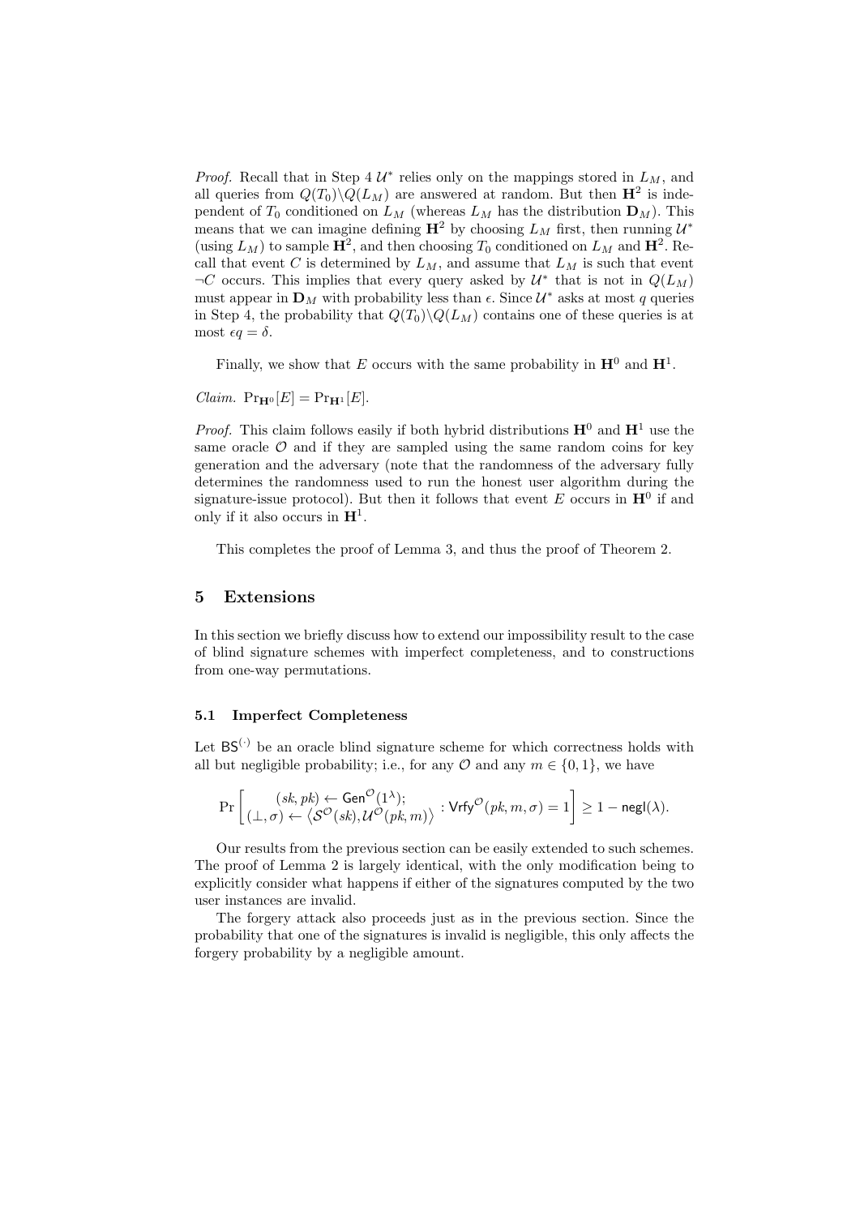*Proof.* Recall that in Step 4 $\mathcal{U}^*$ relies only on the mappings stored in $L_M$, and all queries from $Q(T_0)\backslash Q(L_M)$ are answered at random. But then $\mathbf{H}^2$ is independent of $T_0$ conditioned on $L_M$ (whereas $L_M$ has the distribution $\mathbf{D}_M$). This means that we can imagine defining $\mathbf{H}^2$ by choosing $L_M$ first, then running $\mathcal{U}^*$ (using $L_M$) to sample $\mathbf{H}^2$, and then choosing $T_0$ conditioned on $L_M$ and $\mathbf{H}^2$. Recall that event $C$ is determined by $L_M$, and assume that $L_M$ is such that event $\neg C$ occurs. This implies that every query asked by $\mathcal{U}^*$ that is not in $Q(L_M)$ must appear in $\mathbf{D}_M$ with probability less than $\epsilon$. Since $\mathcal{U}^*$ asks at most $q$ queries in Step 4, the probability that $Q(T_0)\backslash Q(L_M)$ contains one of these queries is at most $\epsilon q = \delta$.

Finally, we show that $E$ occurs with the same probability in $\mathbf{H}^0$ and $\mathbf{H}^1$.

*Claim.* $\Pr_{\mathbf{H}^0}[E] = \Pr_{\mathbf{H}^1}[E]$.

*Proof.* This claim follows easily if both hybrid distributions $\mathbf{H}^0$ and $\mathbf{H}^1$ use the same oracle $\mathcal{O}$ and if they are sampled using the same random coins for key generation and the adversary (note that the randomness of the adversary fully determines the randomness used to run the honest user algorithm during the signature-issue protocol). But then it follows that event $E$ occurs in $\mathbf{H}^0$ if and only if it also occurs in $\mathbf{H}^1$.

This completes the proof of Lemma 3, and thus the proof of Theorem 2.

## 5 Extensions

In this section we briefly discuss how to extend our impossibility result to the case of blind signature schemes with imperfect completeness, and to constructions from one-way permutations.

### 5.1 Imperfect Completeness

Let $\mathsf{BS}^{(\cdot)}$ be an oracle blind signature scheme for which correctness holds with all but negligible probability; i.e., for any $\mathcal{O}$ and any $m \in \{0,1\}$, we have

$$\Pr\left[\begin{array}{c}(sk,pk) \leftarrow \mathsf{Gen}^{\mathcal{O}}(1^\lambda);\\ (\perp,\sigma) \leftarrow \left\langle \mathcal{S}^{\mathcal{O}}(sk), \mathcal{U}^{\mathcal{O}}(pk,m)\right\rangle\end{array} : \mathsf{Vrfy}^{\mathcal{O}}(pk,m,\sigma)=1\right] \geq 1-\mathsf{negl}(\lambda).$$

Our results from the previous section can be easily extended to such schemes. The proof of Lemma 2 is largely identical, with the only modification being to explicitly consider what happens if either of the signatures computed by the two user instances are invalid.

The forgery attack also proceeds just as in the previous section. Since the probability that one of the signatures is invalid is negligible, this only affects the forgery probability by a negligible amount.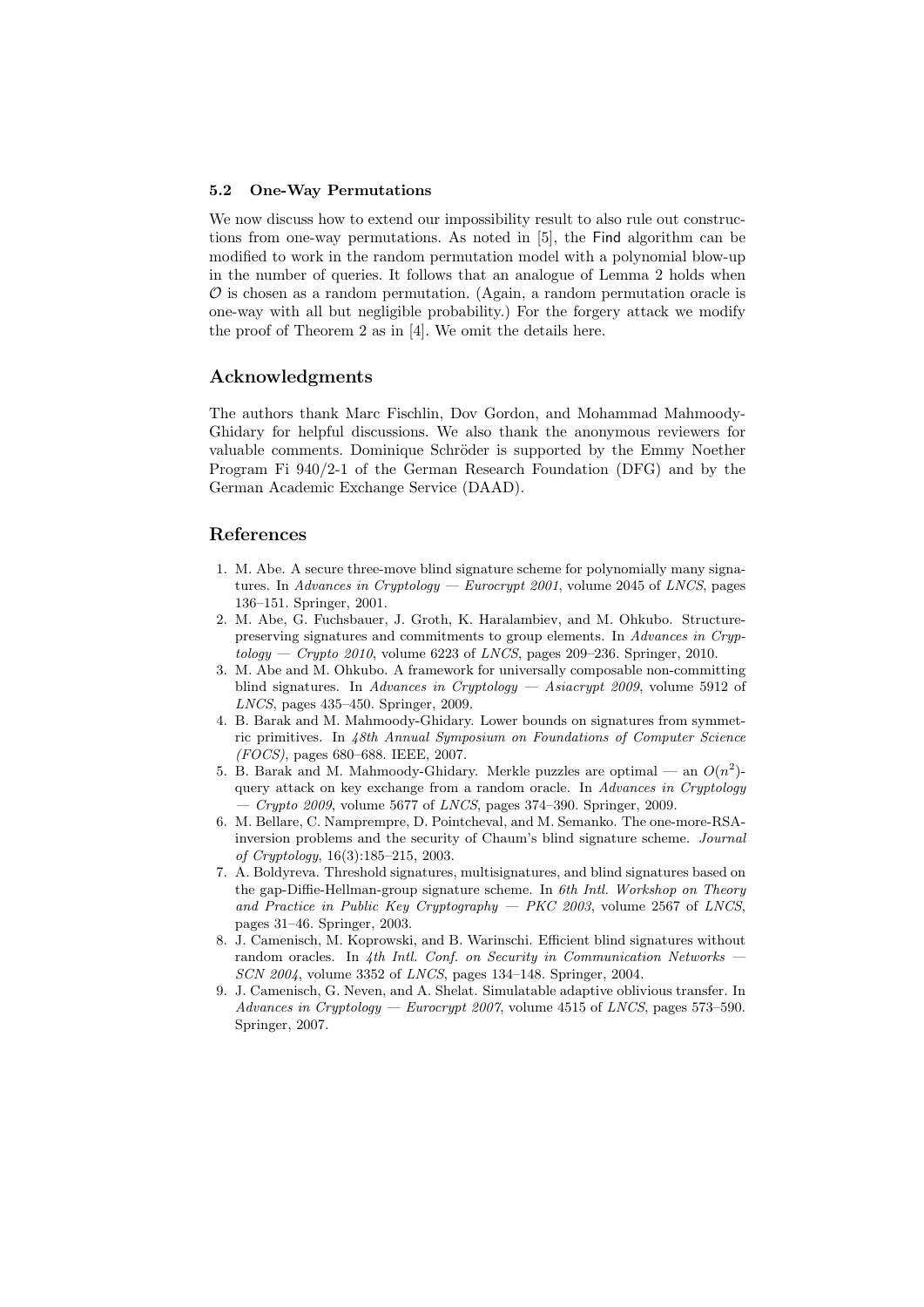### 5.2 One-Way Permutations

We now discuss how to extend our impossibility result to also rule out constructions from one-way permutations. As noted in [5], the Find algorithm can be modified to work in the random permutation model with a polynomial blow-up in the number of queries. It follows that an analogue of Lemma 2 holds when $\mathcal{O}$ is chosen as a random permutation. (Again, a random permutation oracle is one-way with all but negligible probability.) For the forgery attack we modify the proof of Theorem 2 as in [4]. We omit the details here.

## Acknowledgments

The authors thank Marc Fischlin, Dov Gordon, and Mohammad Mahmoody-Ghidary for helpful discussions. We also thank the anonymous reviewers for valuable comments. Dominique Schröder is supported by the Emmy Noether Program Fi 940/2-1 of the German Research Foundation (DFG) and by the German Academic Exchange Service (DAAD).

## References

1. M. Abe. A secure three-move blind signature scheme for polynomially many signatures. In *Advances in Cryptology — Eurocrypt 2001*, volume 2045 of *LNCS*, pages 136–151. Springer, 2001.
2. M. Abe, G. Fuchsbauer, J. Groth, K. Haralambiev, and M. Ohkubo. Structure-preserving signatures and commitments to group elements. In *Advances in Cryptology — Crypto 2010*, volume 6223 of *LNCS*, pages 209–236. Springer, 2010.
3. M. Abe and M. Ohkubo. A framework for universally composable non-committing blind signatures. In *Advances in Cryptology — Asiacrypt 2009*, volume 5912 of *LNCS*, pages 435–450. Springer, 2009.
4. B. Barak and M. Mahmoody-Ghidary. Lower bounds on signatures from symmetric primitives. In *48th Annual Symposium on Foundations of Computer Science (FOCS)*, pages 680–688. IEEE, 2007.
5. B. Barak and M. Mahmoody-Ghidary. Merkle puzzles are optimal — an $O(n^2)$-query attack on key exchange from a random oracle. In *Advances in Cryptology — Crypto 2009*, volume 5677 of *LNCS*, pages 374–390. Springer, 2009.
6. M. Bellare, C. Namprempre, D. Pointcheval, and M. Semanko. The one-more-RSA-inversion problems and the security of Chaum's blind signature scheme. *Journal of Cryptology*, 16(3):185–215, 2003.
7. A. Boldyreva. Threshold signatures, multisignatures, and blind signatures based on the gap-Diffie-Hellman-group signature scheme. In *6th Intl. Workshop on Theory and Practice in Public Key Cryptography — PKC 2003*, volume 2567 of *LNCS*, pages 31–46. Springer, 2003.
8. J. Camenisch, M. Koprowski, and B. Warinschi. Efficient blind signatures without random oracles. In *4th Intl. Conf. on Security in Communication Networks — SCN 2004*, volume 3352 of *LNCS*, pages 134–148. Springer, 2004.
9. J. Camenisch, G. Neven, and A. Shelat. Simulatable adaptive oblivious transfer. In *Advances in Cryptology — Eurocrypt 2007*, volume 4515 of *LNCS*, pages 573–590. Springer, 2007.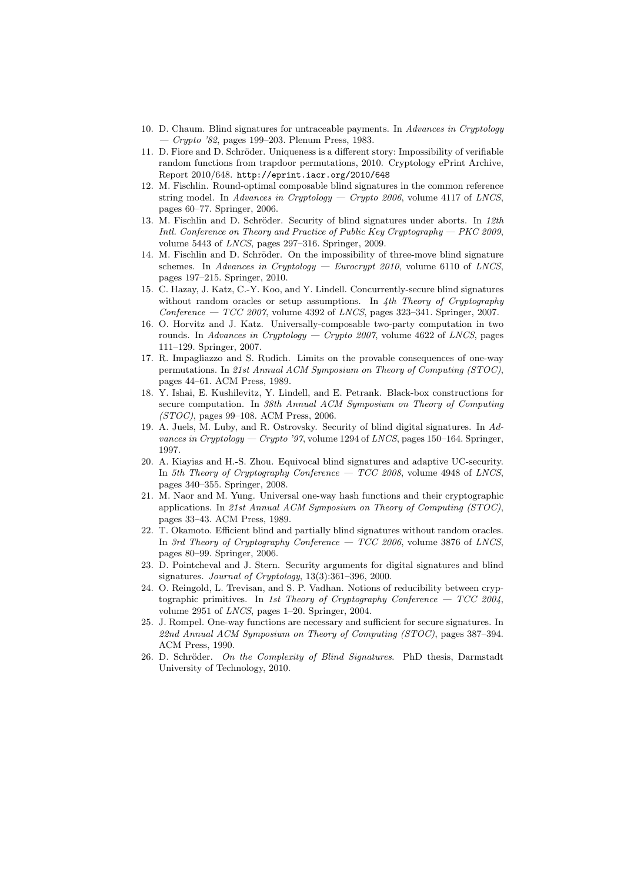10. D. Chaum. Blind signatures for untraceable payments. In *Advances in Cryptology — Crypto '82*, pages 199–203. Plenum Press, 1983.
11. D. Fiore and D. Schröder. Uniqueness is a different story: Impossibility of verifiable random functions from trapdoor permutations, 2010. Cryptology ePrint Archive, Report 2010/648. `http://eprint.iacr.org/2010/648`
12. M. Fischlin. Round-optimal composable blind signatures in the common reference string model. In *Advances in Cryptology — Crypto 2006*, volume 4117 of *LNCS*, pages 60–77. Springer, 2006.
13. M. Fischlin and D. Schröder. Security of blind signatures under aborts. In *12th Intl. Conference on Theory and Practice of Public Key Cryptography — PKC 2009*, volume 5443 of *LNCS*, pages 297–316. Springer, 2009.
14. M. Fischlin and D. Schröder. On the impossibility of three-move blind signature schemes. In *Advances in Cryptology — Eurocrypt 2010*, volume 6110 of *LNCS*, pages 197–215. Springer, 2010.
15. C. Hazay, J. Katz, C.-Y. Koo, and Y. Lindell. Concurrently-secure blind signatures without random oracles or setup assumptions. In *4th Theory of Cryptography Conference — TCC 2007*, volume 4392 of *LNCS*, pages 323–341. Springer, 2007.
16. O. Horvitz and J. Katz. Universally-composable two-party computation in two rounds. In *Advances in Cryptology — Crypto 2007*, volume 4622 of *LNCS*, pages 111–129. Springer, 2007.
17. R. Impagliazzo and S. Rudich. Limits on the provable consequences of one-way permutations. In *21st Annual ACM Symposium on Theory of Computing (STOC)*, pages 44–61. ACM Press, 1989.
18. Y. Ishai, E. Kushilevitz, Y. Lindell, and E. Petrank. Black-box constructions for secure computation. In *38th Annual ACM Symposium on Theory of Computing (STOC)*, pages 99–108. ACM Press, 2006.
19. A. Juels, M. Luby, and R. Ostrovsky. Security of blind digital signatures. In *Advances in Cryptology — Crypto '97*, volume 1294 of *LNCS*, pages 150–164. Springer, 1997.
20. A. Kiayias and H.-S. Zhou. Equivocal blind signatures and adaptive UC-security. In *5th Theory of Cryptography Conference — TCC 2008*, volume 4948 of *LNCS*, pages 340–355. Springer, 2008.
21. M. Naor and M. Yung. Universal one-way hash functions and their cryptographic applications. In *21st Annual ACM Symposium on Theory of Computing (STOC)*, pages 33–43. ACM Press, 1989.
22. T. Okamoto. Efficient blind and partially blind signatures without random oracles. In *3rd Theory of Cryptography Conference — TCC 2006*, volume 3876 of *LNCS*, pages 80–99. Springer, 2006.
23. D. Pointcheval and J. Stern. Security arguments for digital signatures and blind signatures. *Journal of Cryptology*, 13(3):361–396, 2000.
24. O. Reingold, L. Trevisan, and S. P. Vadhan. Notions of reducibility between cryptographic primitives. In *1st Theory of Cryptography Conference — TCC 2004*, volume 2951 of *LNCS*, pages 1–20. Springer, 2004.
25. J. Rompel. One-way functions are necessary and sufficient for secure signatures. In *22nd Annual ACM Symposium on Theory of Computing (STOC)*, pages 387–394. ACM Press, 1990.
26. D. Schröder. *On the Complexity of Blind Signatures*. PhD thesis, Darmstadt University of Technology, 2010.